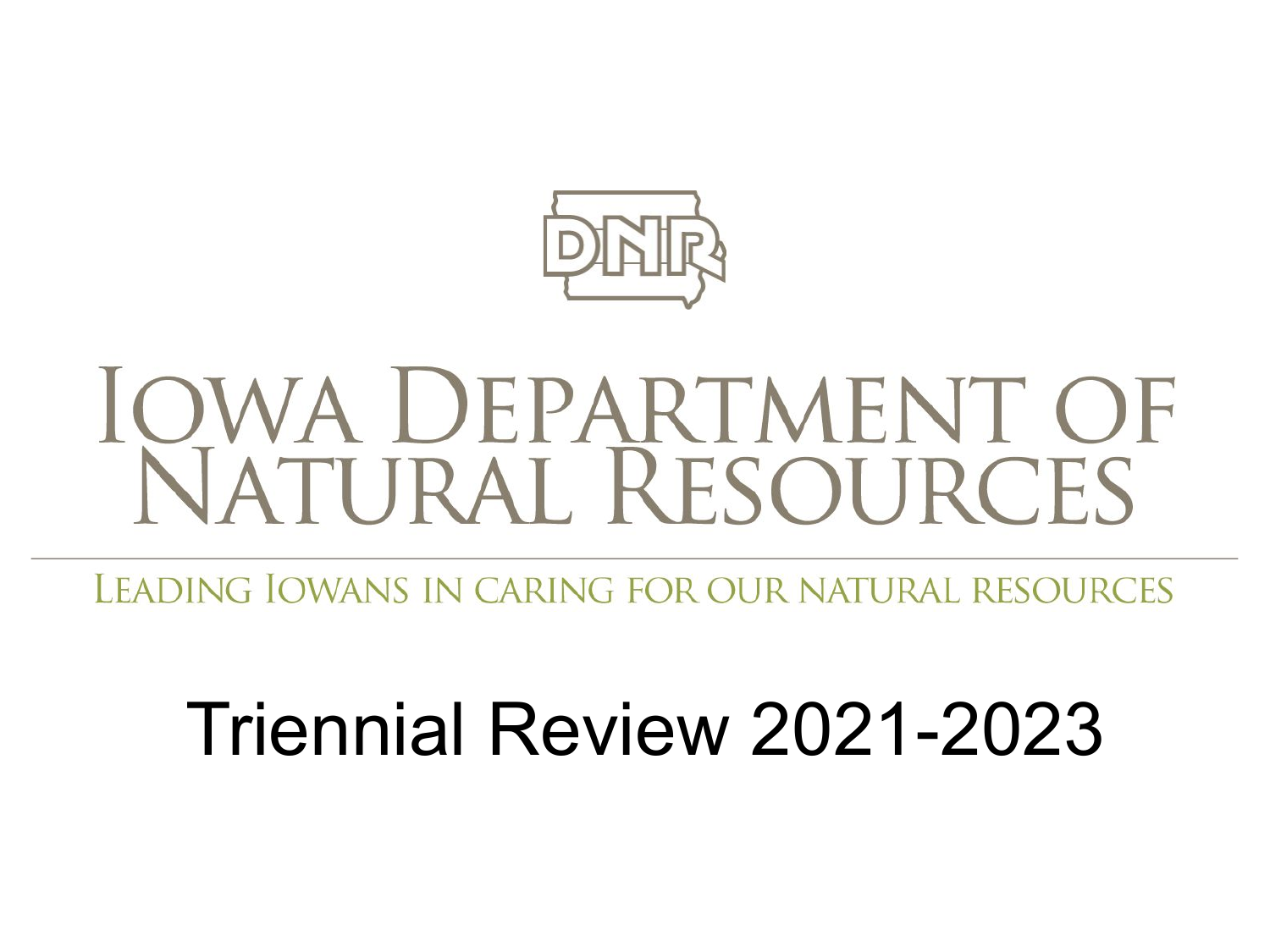DNR

# Iowa Department of Natural Resources

Leading Iowans in caring for our natural resources

## Triennial Review 2021-2023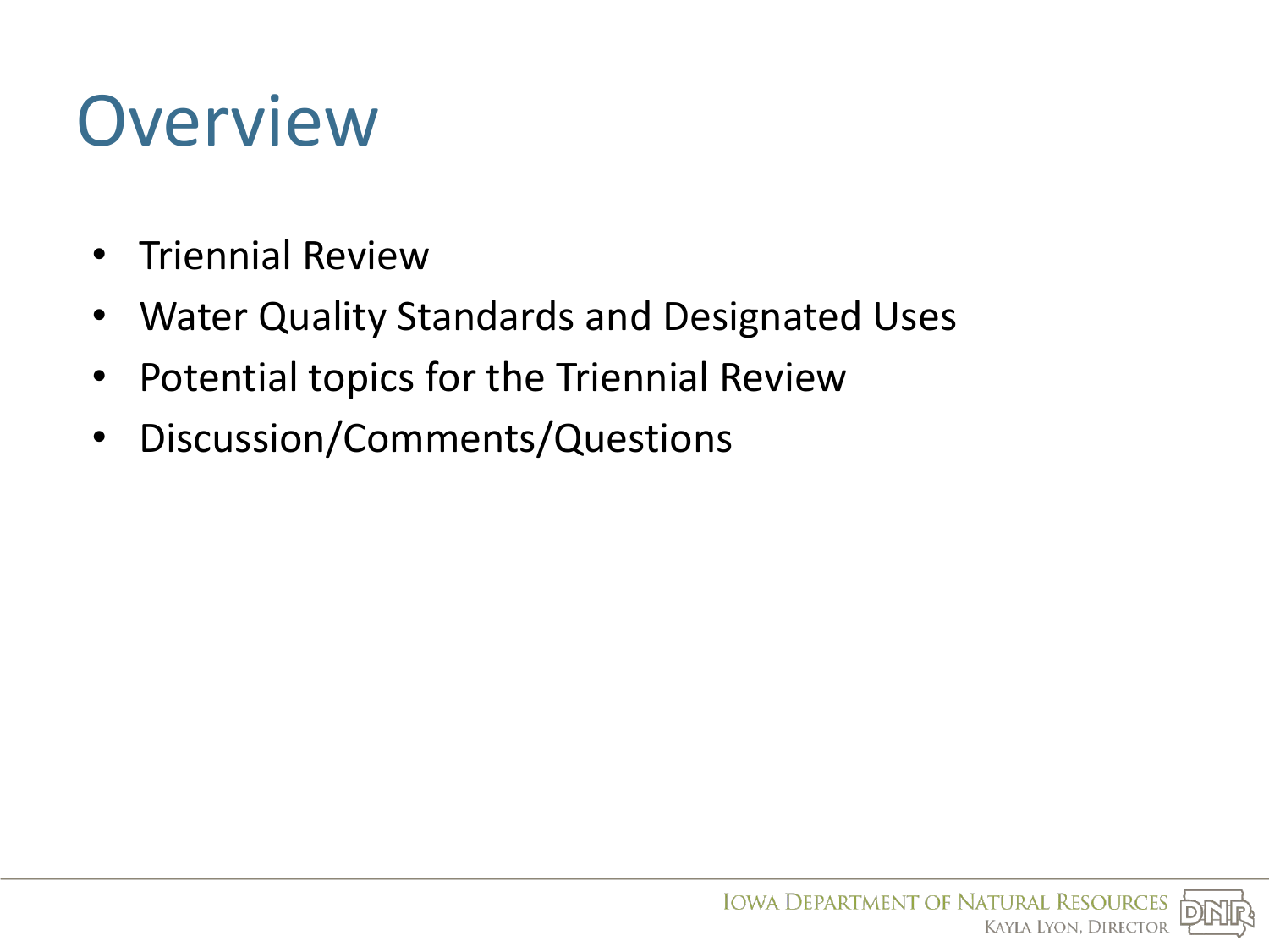# Overview

- Triennial Review
- Water Quality Standards and Designated Uses
- Potential topics for the Triennial Review
- Discussion/Comments/Questions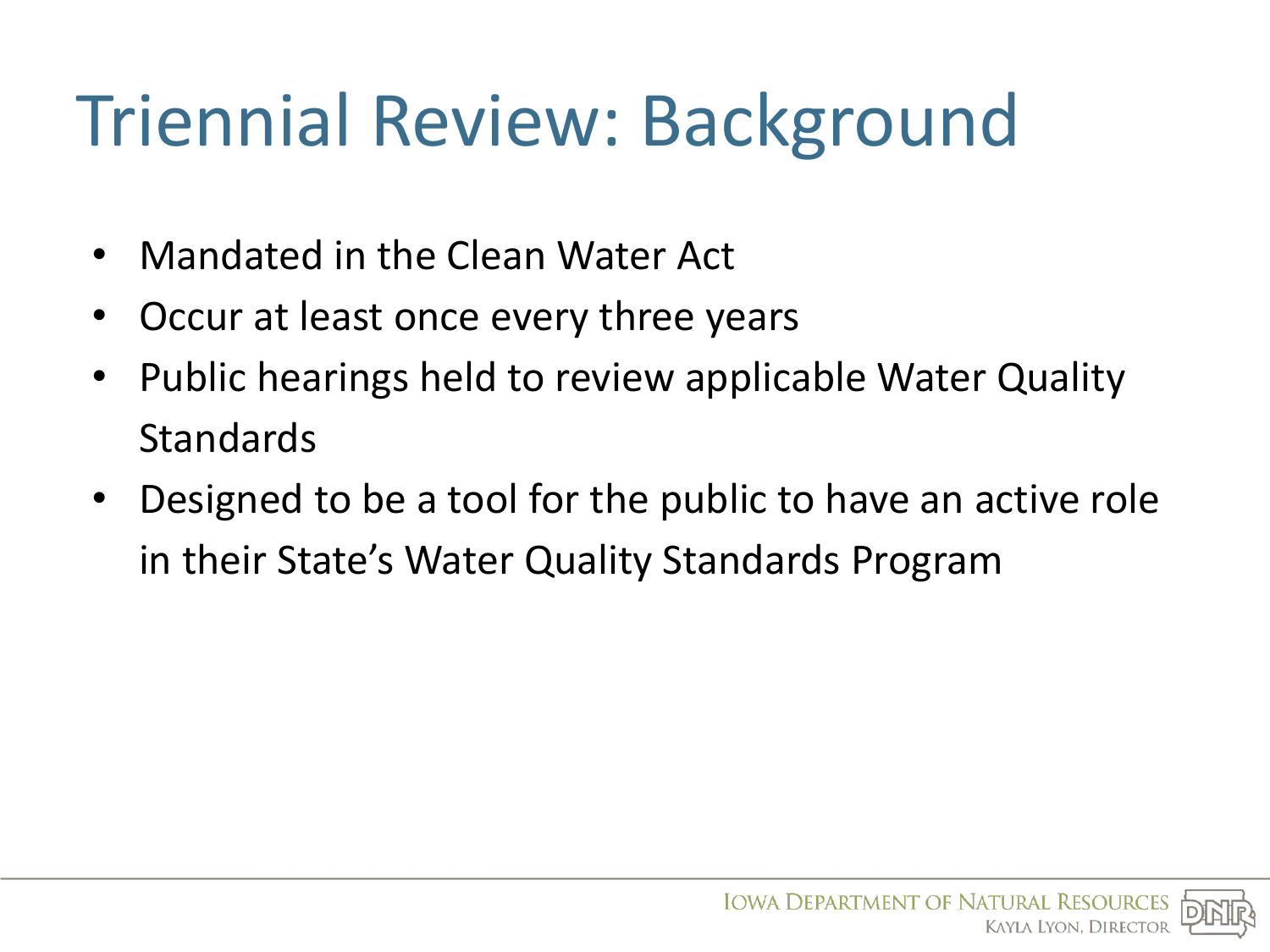# Triennial Review: Background

- Mandated in the Clean Water Act
- Occur at least once every three years
- Public hearings held to review applicable Water Quality Standards
- Designed to be a tool for the public to have an active role in their State's Water Quality Standards Program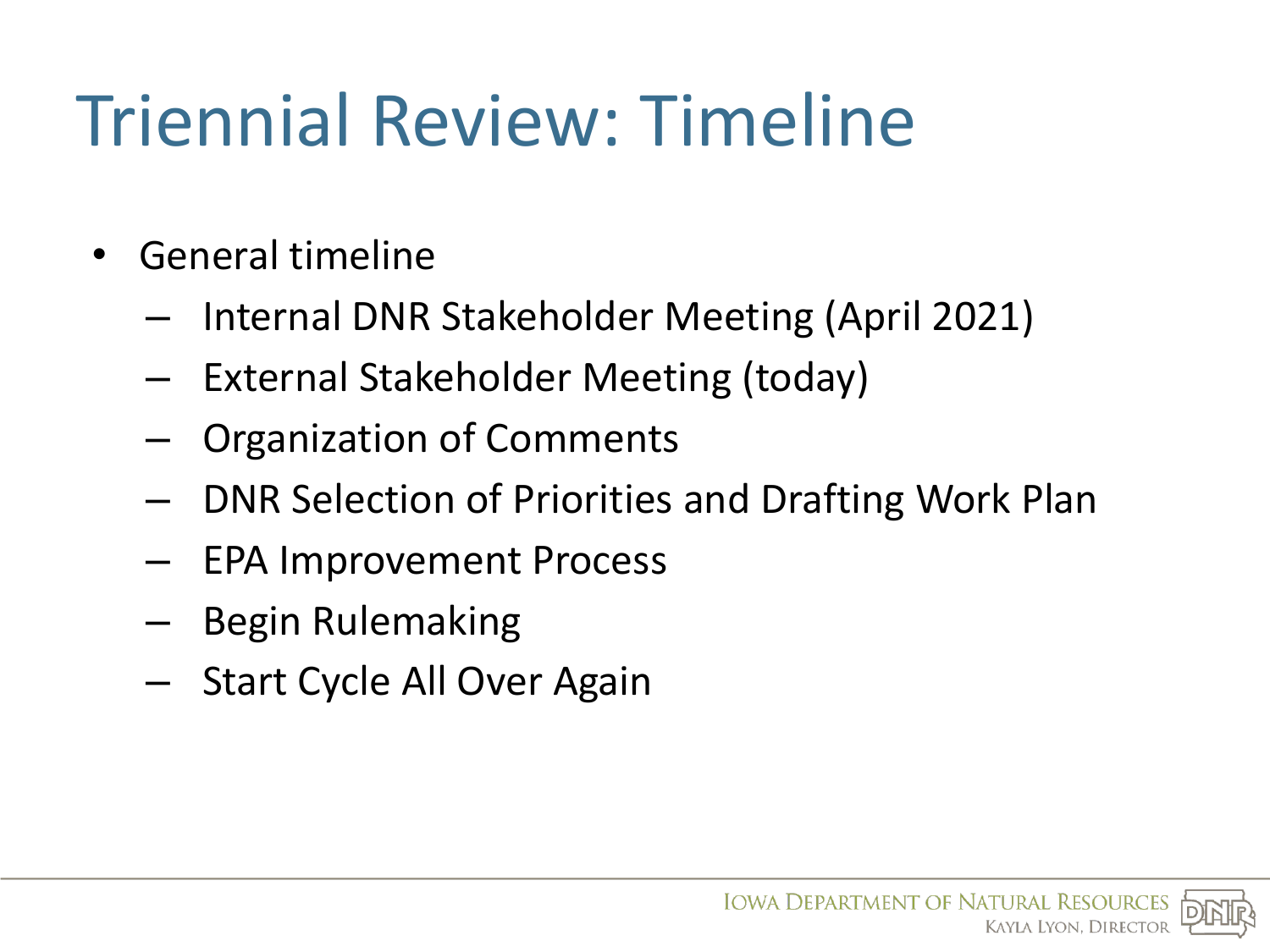# Triennial Review: Timeline

- General timeline
  - Internal DNR Stakeholder Meeting (April 2021)
  - External Stakeholder Meeting (today)
  - Organization of Comments
  - DNR Selection of Priorities and Drafting Work Plan
  - EPA Improvement Process
  - Begin Rulemaking
  - Start Cycle All Over Again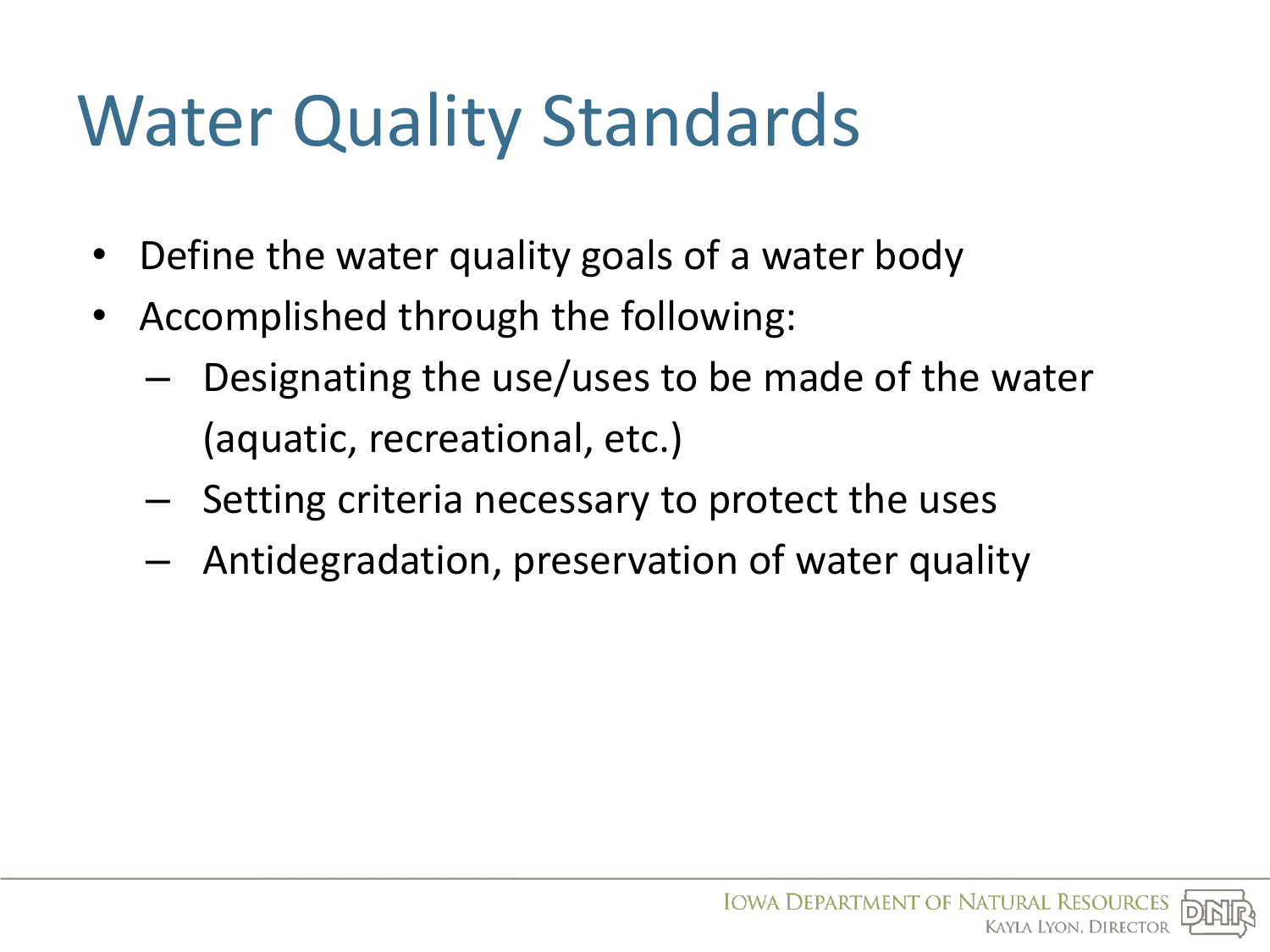# Water Quality Standards

- Define the water quality goals of a water body
- Accomplished through the following:
  - Designating the use/uses to be made of the water (aquatic, recreational, etc.)
  - Setting criteria necessary to protect the uses
  - Antidegradation, preservation of water quality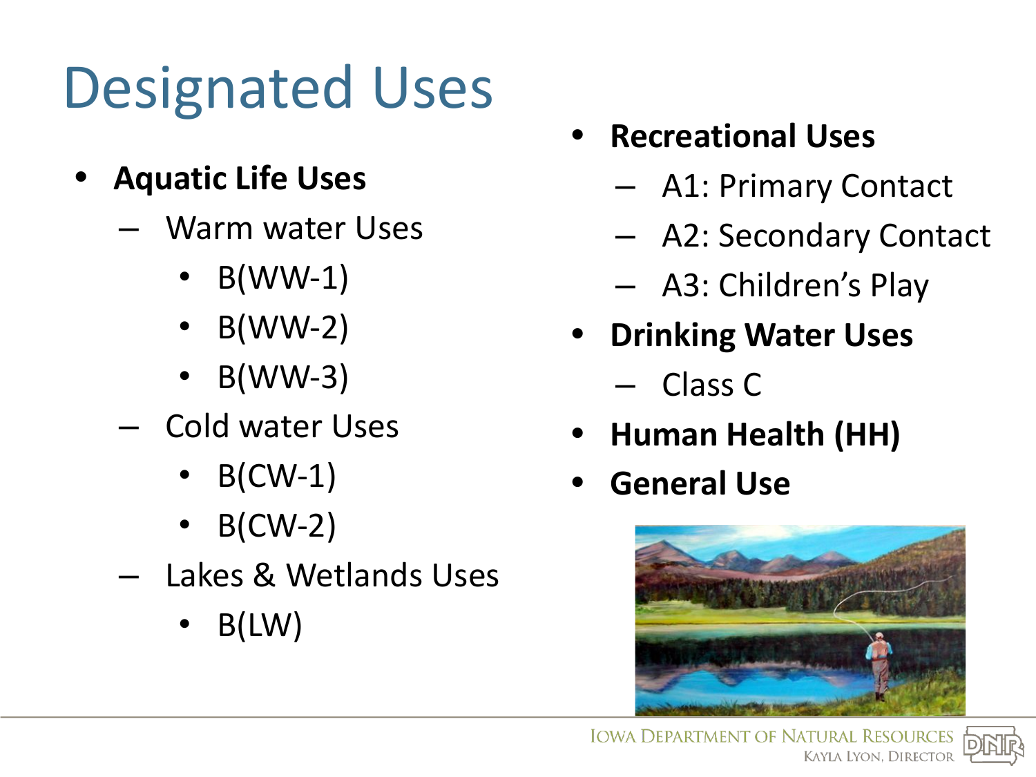# Designated Uses

- **Aquatic Life Uses**
  - Warm water Uses
    - B(WW-1)
    - B(WW-2)
    - B(WW-3)
  - Cold water Uses
    - B(CW-1)
    - B(CW-2)
  - Lakes & Wetlands Uses
    - B(LW)

- **Recreational Uses**
  - A1: Primary Contact
  - A2: Secondary Contact
  - A3: Children's Play
- **Drinking Water Uses**
  - Class C
- **Human Health (HH)**
- **General Use**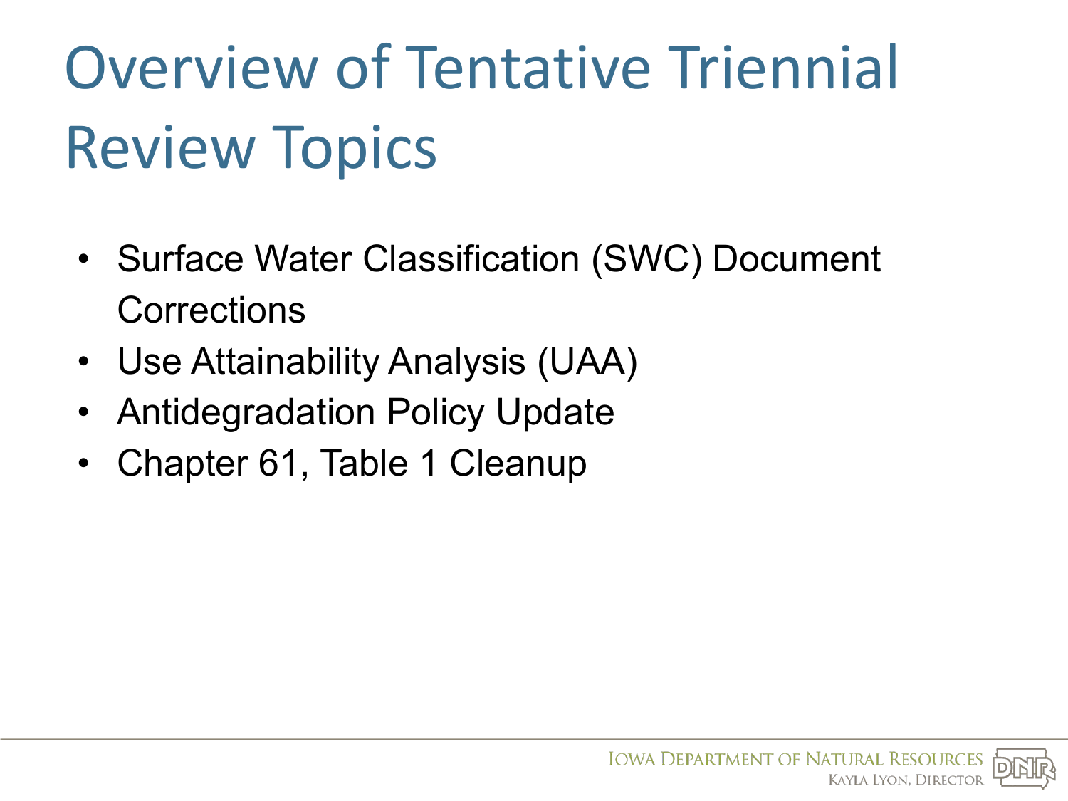# Overview of Tentative Triennial Review Topics

- Surface Water Classification (SWC) Document Corrections
- Use Attainability Analysis (UAA)
- Antidegradation Policy Update
- Chapter 61, Table 1 Cleanup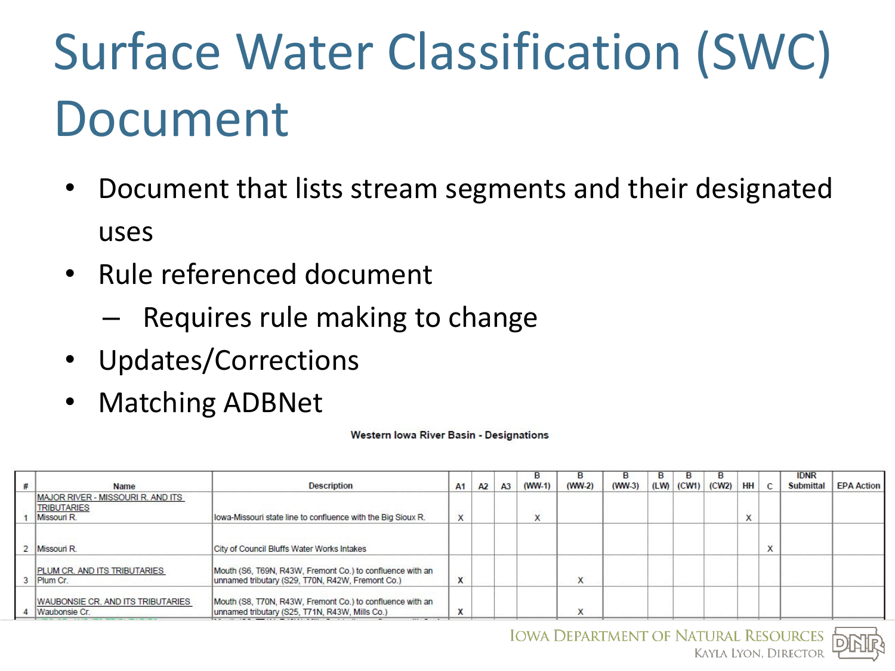# Surface Water Classification (SWC) Document

- Document that lists stream segments and their designated uses
- Rule referenced document
  - Requires rule making to change
- Updates/Corrections
- Matching ADBNet

**Western Iowa River Basin - Designations**

| # | Name | Description | A1 | A2 | A3 | B (WW-1) | B (WW-2) | B (WW-3) | B (LW) | B (CW1) | B (CW2) | HH | C | IDNR Submittal | EPA Action |
|---|---|---|---|---|---|---|---|---|---|---|---|---|---|---|---|
| 1 | MAJOR RIVER - MISSOURI R. AND ITS TRIBUTARIES Missouri R. | Iowa-Missouri state line to confluence with the Big Sioux R. | X | | | X | | | | | | X | | | |
| 2 | Missouri R. | City of Council Bluffs Water Works Intakes | | | | | | | | | | | X | | |
| 3 | PLUM CR. AND ITS TRIBUTARIES Plum Cr. | Mouth (S6, T69N, R43W, Fremont Co.) to confluence with an unnamed tributary (S29, T70N, R42W, Fremont Co.) | X | | | | X | | | | | | | | |
| 4 | WAUBONSIE CR. AND ITS TRIBUTARIES Waubonsie Cr. | Mouth (S8, T70N, R43W, Fremont Co.) to confluence with an unnamed tributary (S25, T71N, R43W, Mills Co.) | X | | | | X | | | | | | | | |

Iowa Department of Natural Resources
Kayla Lyon, Director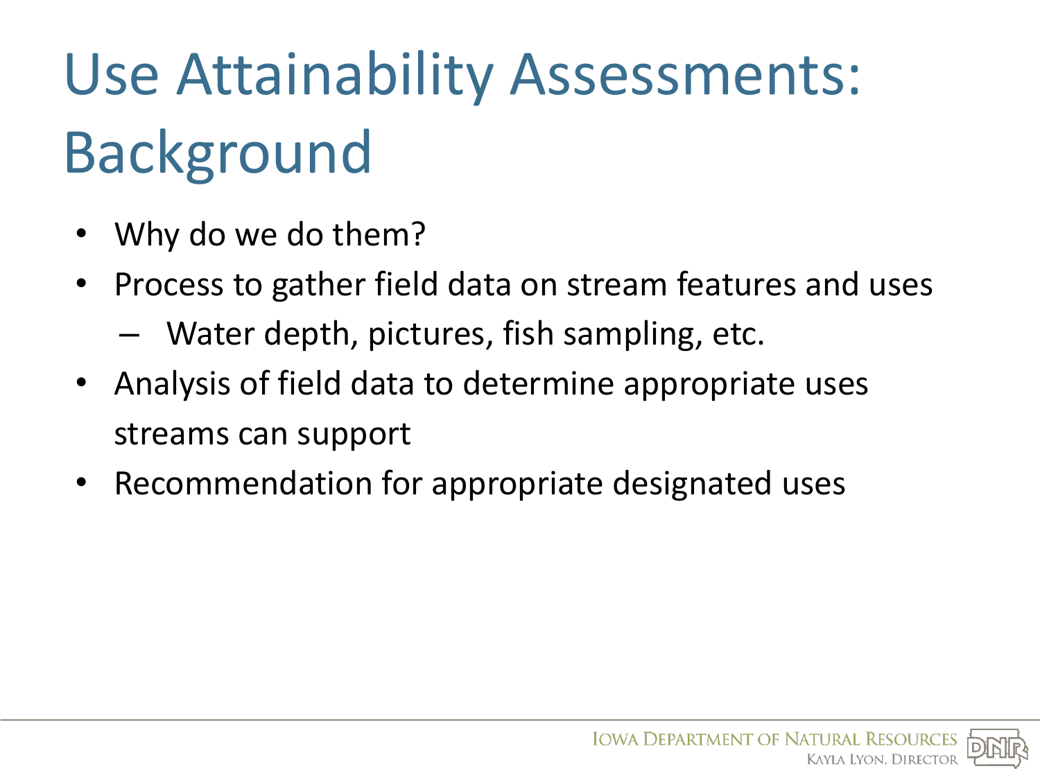# Use Attainability Assessments: Background

- Why do we do them?
- Process to gather field data on stream features and uses
  - Water depth, pictures, fish sampling, etc.
- Analysis of field data to determine appropriate uses streams can support
- Recommendation for appropriate designated uses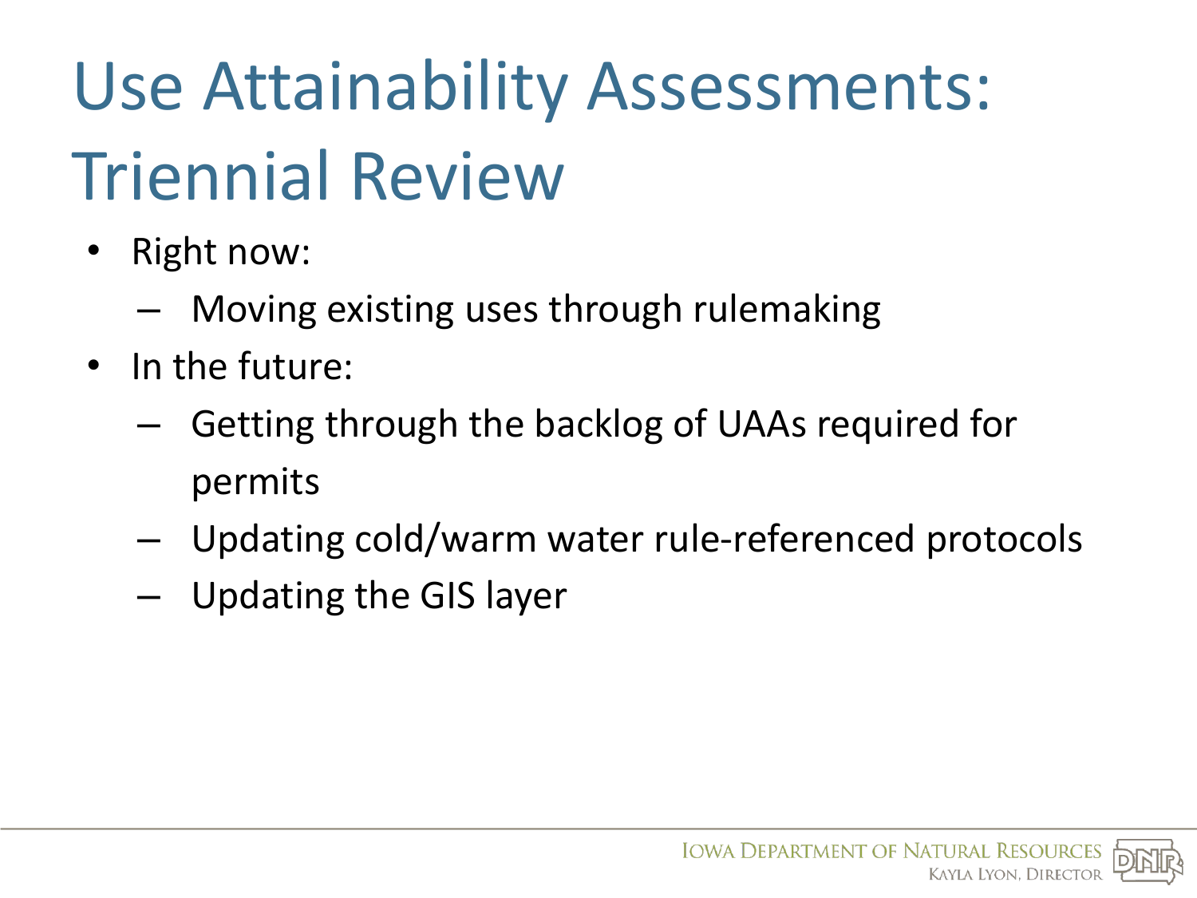# Use Attainability Assessments: Triennial Review

- Right now:
  - Moving existing uses through rulemaking
- In the future:
  - Getting through the backlog of UAAs required for permits
  - Updating cold/warm water rule-referenced protocols
  - Updating the GIS layer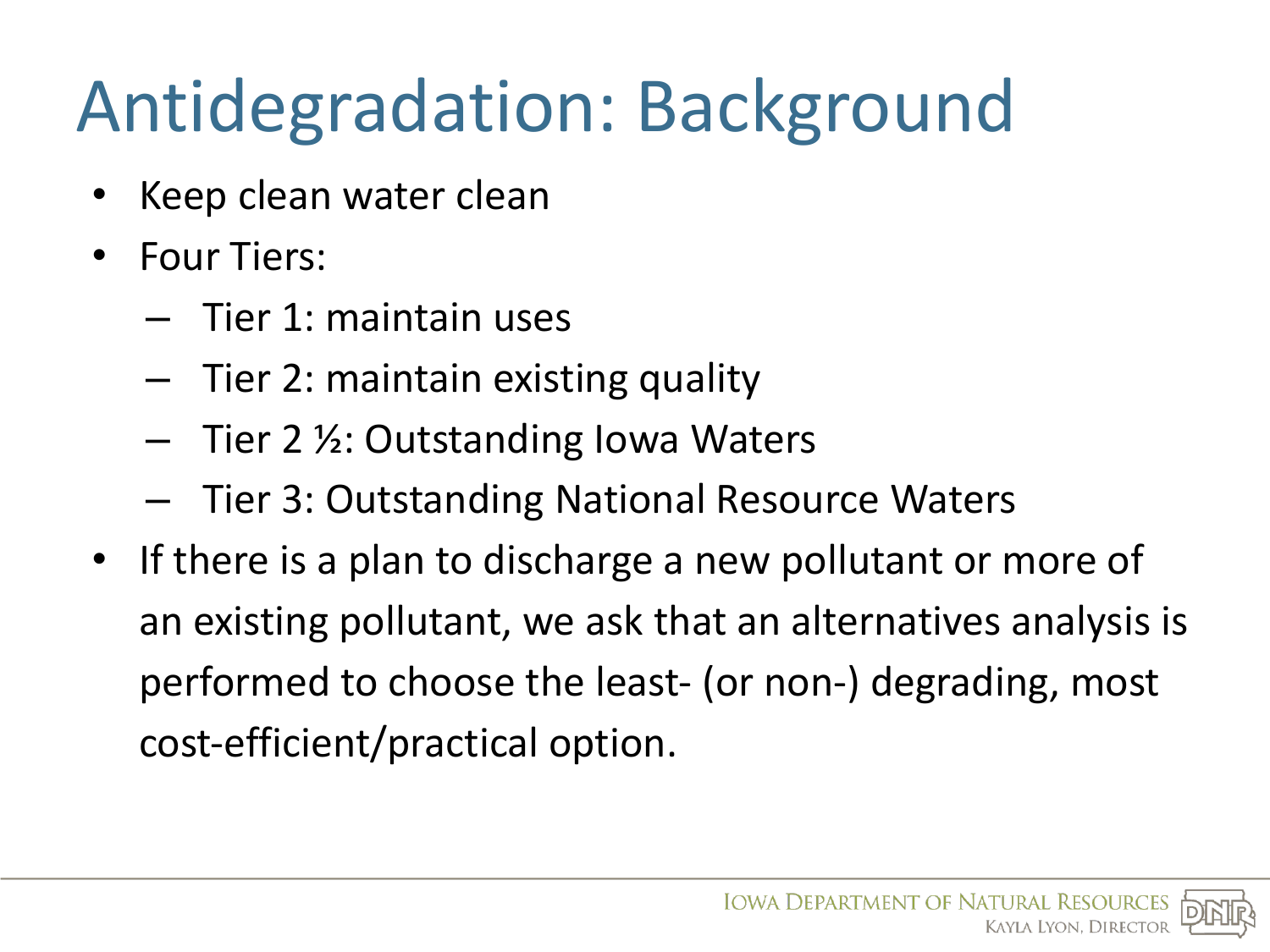# Antidegradation: Background

- Keep clean water clean
- Four Tiers:
  - Tier 1: maintain uses
  - Tier 2: maintain existing quality
  - Tier 2 ½: Outstanding Iowa Waters
  - Tier 3: Outstanding National Resource Waters
- If there is a plan to discharge a new pollutant or more of an existing pollutant, we ask that an alternatives analysis is performed to choose the least- (or non-) degrading, most cost-efficient/practical option.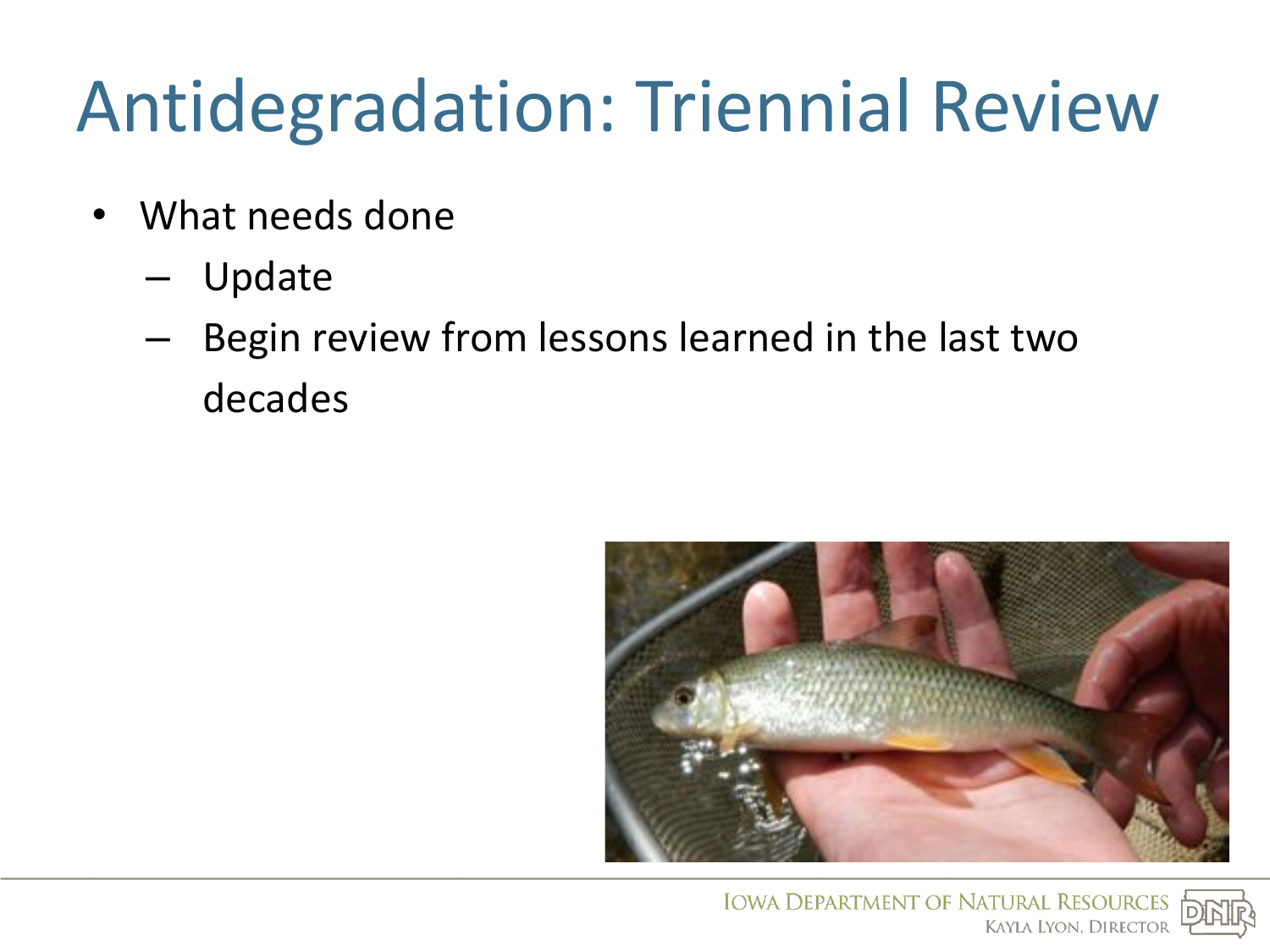# Antidegradation: Triennial Review

- What needs done
  - Update
  - Begin review from lessons learned in the last two decades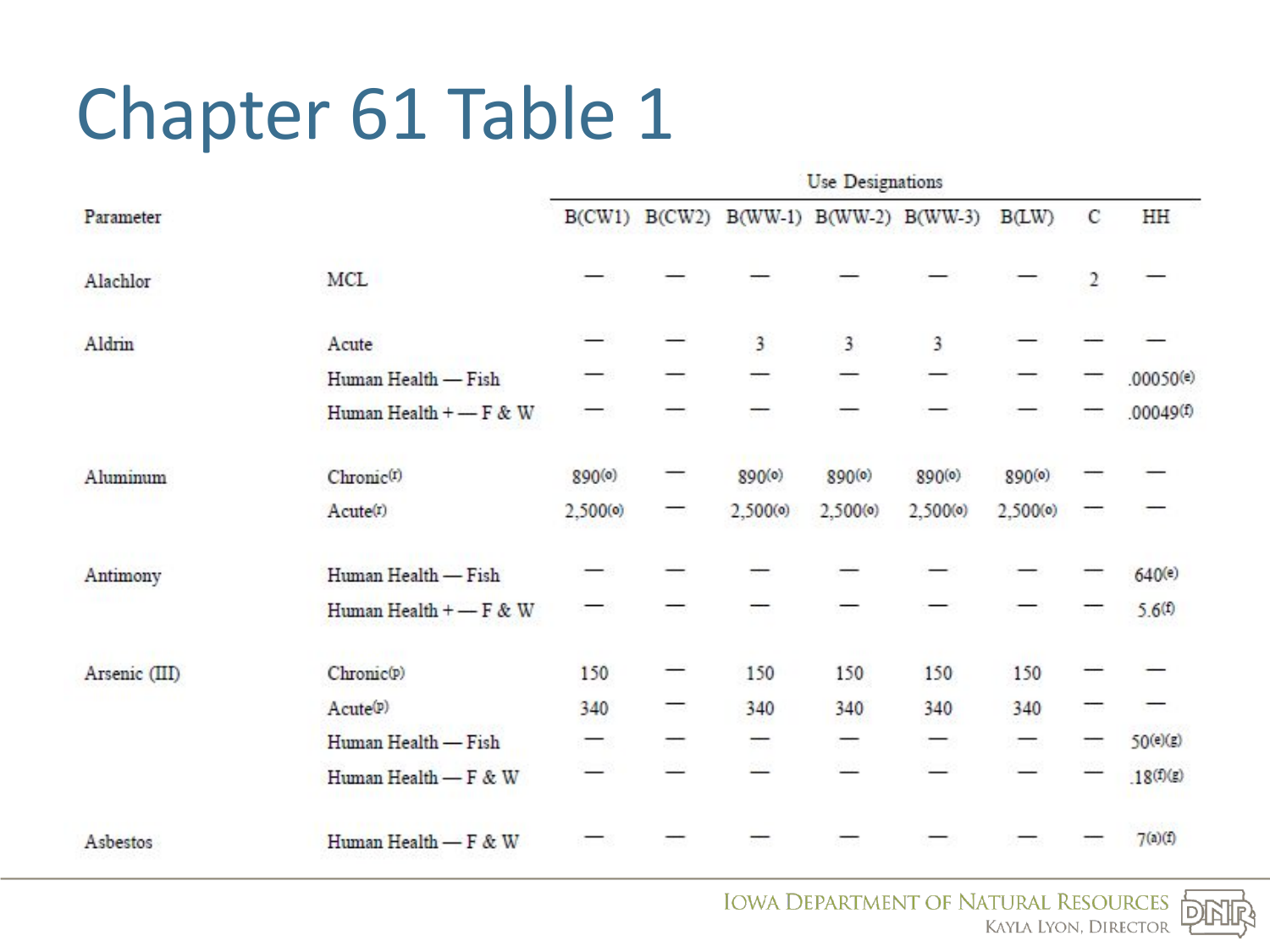# Chapter 61 Table 1

| Parameter | | Use Designations | | | | | | | |
|---|---|---|---|---|---|---|---|---|---|
| | | B(CW1) | B(CW2) | B(WW-1) | B(WW-2) | B(WW-3) | B(LW) | C | HH |
| Alachlor | MCL | — | — | — | — | — | — | 2 | — |
| Aldrin | Acute | — | — | 3 | 3 | 3 | — | — | — |
| | Human Health — Fish | — | — | — | — | — | — | — | .00050(e) |
| | Human Health + — F & W | — | — | — | — | — | — | — | .00049(f) |
| Aluminum | Chronic(r) | 890(o) | — | 890(o) | 890(o) | 890(o) | 890(o) | — | — |
| | Acute(r) | 2,500(o) | — | 2,500(o) | 2,500(o) | 2,500(o) | 2,500(o) | — | — |
| Antimony | Human Health — Fish | — | — | — | — | — | — | — | 640(e) |
| | Human Health + — F & W | — | — | — | — | — | — | — | 5.6(f) |
| Arsenic (III) | Chronic(p) | 150 | — | 150 | 150 | 150 | 150 | — | — |
| | Acute(p) | 340 | — | 340 | 340 | 340 | 340 | — | — |
| | Human Health — Fish | — | — | — | — | — | — | — | 50(e)(g) |
| | Human Health — F & W | — | — | — | — | — | — | — | .18(f)(g) |
| Asbestos | Human Health — F & W | — | — | — | — | — | — | — | 7(a)(f) |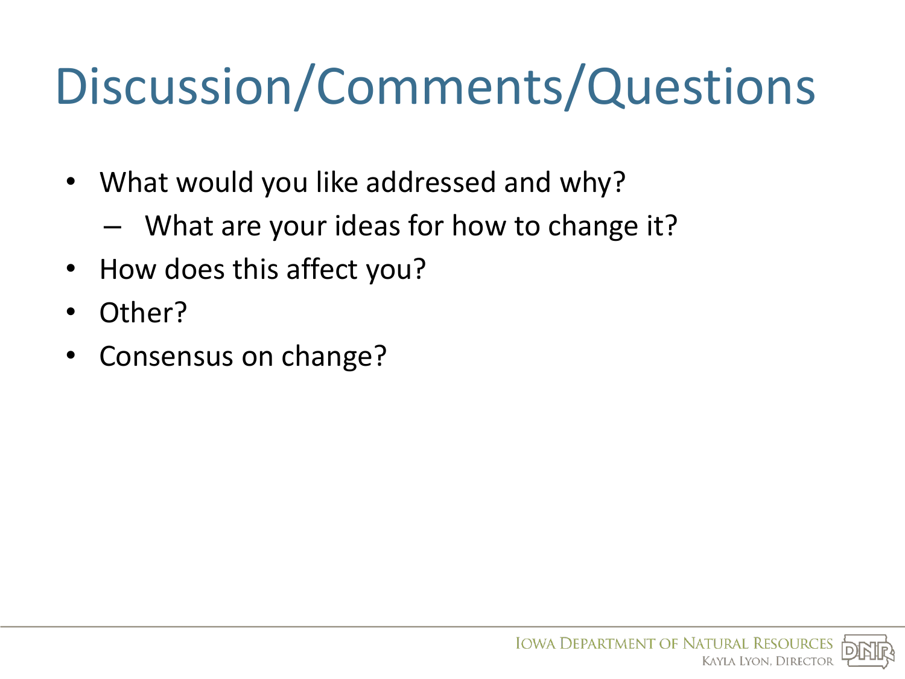# Discussion/Comments/Questions

- What would you like addressed and why?
  - What are your ideas for how to change it?
- How does this affect you?
- Other?
- Consensus on change?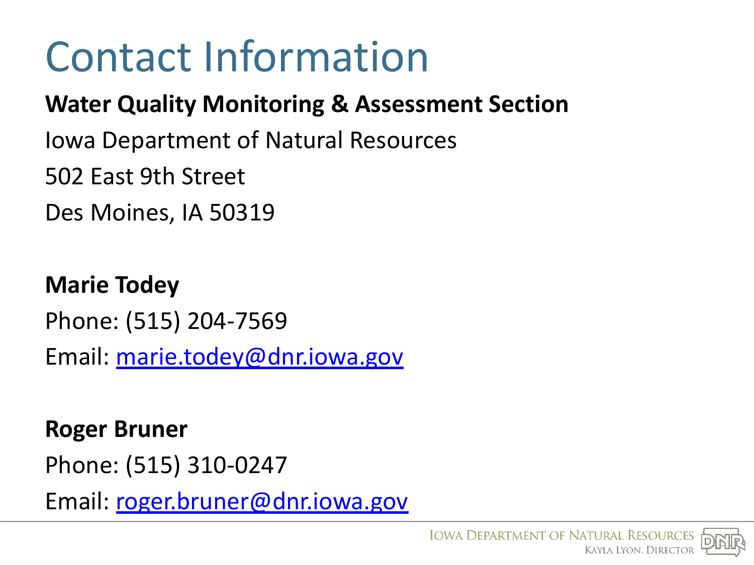# Contact Information

**Water Quality Monitoring & Assessment Section**

Iowa Department of Natural Resources

502 East 9th Street

Des Moines, IA 50319

**Marie Todey**

Phone: (515) 204-7569

Email: marie.todey@dnr.iowa.gov

**Roger Bruner**

Phone: (515) 310-0247

Email: roger.bruner@dnr.iowa.gov